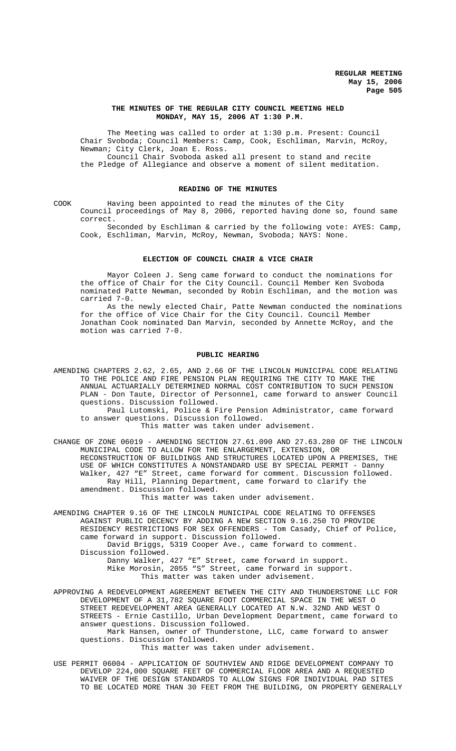# THE MINUTES OF THE REGULAR CITY COUNCIL MEETING HELD MONDAY, MAY 15, 2006 AT 1:30 P.M.

The Meeting was called to order at 1:30 p.m. Present: Council Chair Svoboda; Council Members: Camp, Cook, Eschliman, Marvin, McRoy, Newman; City Clerk, Joan E. Ross.

Council Chair Svoboda asked all present to stand and recite the Pledge of Allegiance and observe a moment of silent meditation.

## READING OF THE MINUTES

COOK Having been appointed to read the minutes of the City Council proceedings of May 8, 2006, reported having done so, found same correct.

Seconded by Eschliman & carried by the following vote: AYES: Camp, Cook, Eschliman, Marvin, McRoy, Newman, Svoboda; NAYS: None.

## ELECTION OF COUNCIL CHAIR & VICE CHAIR

Mayor Coleen J. Seng came forward to conduct the nominations for the office of Chair for the City Council. Council Member Ken Svoboda nominated Patte Newman, seconded by Robin Eschliman, and the motion was carried 7-0.

As the newly elected Chair, Patte Newman conducted the nominations for the office of Vice Chair for the City Council. Council Member Jonathan Cook nominated Dan Marvin, seconded by Annette McRoy, and the motion was carried 7-0.

## PUBLIC HEARING

AMENDING CHAPTERS 2.62, 2.65, AND 2.66 OF THE LINCOLN MUNICIPAL CODE RELATING TO THE POLICE AND FIRE PENSION PLAN REQUIRING THE CITY TO MAKE THE ANNUAL ACTUARIALLY DETERMINED NORMAL COST CONTRIBUTION TO SUCH PENSION PLAN - Don Taute, Director of Personnel, came forward to answer Council questions. Discussion followed.

Paul Lutomski, Police & Fire Pension Administrator, came forward to answer questions. Discussion followed.

This matter was taken under advisement.

CHANGE OF ZONE 06019 - AMENDING SECTION 27.61.090 AND 27.63.280 OF THE LINCOLN MUNICIPAL CODE TO ALLOW FOR THE ENLARGEMENT, EXTENSION, OR RECONSTRUCTION OF BUILDINGS AND STRUCTURES LOCATED UPON A PREMISES, THE USE OF WHICH CONSTITUTES A NONSTANDARD USE BY SPECIAL PERMIT - Danny Walker, 427 "E" Street, came forward for comment. Discussion followed.

Ray Hill, Planning Department, came forward to clarify the amendment. Discussion followed.

This matter was taken under advisement.

AMENDING CHAPTER 9.16 OF THE LINCOLN MUNICIPAL CODE RELATING TO OFFENSES AGAINST PUBLIC DECENCY BY ADDING A NEW SECTION 9.16.250 TO PROVIDE RESIDENCY RESTRICTIONS FOR SEX OFFENDERS - Tom Casady, Chief of Police, came forward in support. Discussion followed.

David Briggs, 5319 Cooper Ave., came forward to comment. Discussion followed.

Danny Walker, 427 "E" Street, came forward in support.

Mike Morosin, 2055 "S" Street, came forward in support.

This matter was taken under advisement.

APPROVING A REDEVELOPMENT AGREEMENT BETWEEN THE CITY AND THUNDERSTONE LLC FOR DEVELOPMENT OF A 31,782 SQUARE FOOT COMMERCIAL SPACE IN THE WEST O STREET REDEVELOPMENT AREA GENERALLY LOCATED AT N.W. 32ND AND WEST O STREETS - Ernie Castillo, Urban Development Department, came forward to answer questions. Discussion followed.

Mark Hansen, owner of Thunderstone, LLC, came forward to answer questions. Discussion followed.

This matter was taken under advisement.

USE PERMIT 06004 - APPLICATION OF SOUTHVIEW AND RIDGE DEVELOPMENT COMPANY TO DEVELOP 224,000 SQUARE FEET OF COMMERCIAL FLOOR AREA AND A REQUESTED WAIVER OF THE DESIGN STANDARDS TO ALLOW SIGNS FOR INDIVIDUAL PAD SITES TO BE LOCATED MORE THAN 30 FEET FROM THE BUILDING, ON PROPERTY GENERALLY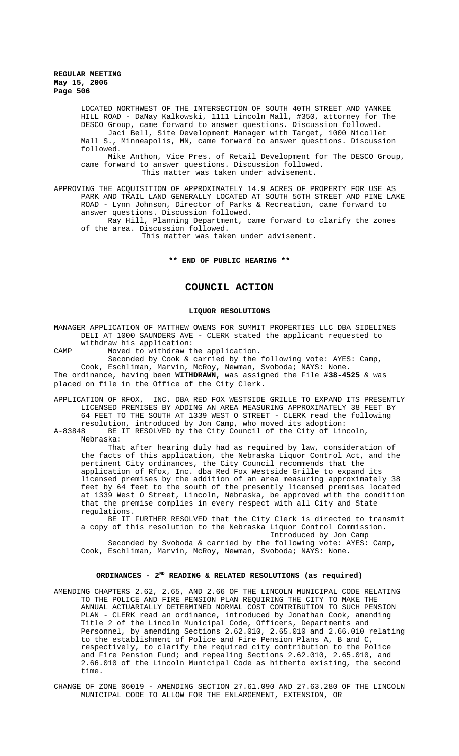LOCATED NORTHWEST OF THE INTERSECTION OF SOUTH 40TH STREET AND YANKEE HILL ROAD - DaNay Kalkowski, 1111 Lincoln Mall, #350, attorney for The DESCO Group, came forward to answer questions. Discussion followed.

Jaci Bell, Site Development Manager with Target, 1000 Nicollet Mall S., Minneapolis, MN, came forward to answer questions. Discussion followed.

Mike Anthon, Vice Pres. of Retail Development for The DESCO Group, came forward to answer questions. Discussion followed.

This matter was taken under advisement.

APPROVING THE ACQUISITION OF APPROXIMATELY 14.9 ACRES OF PROPERTY FOR USE AS PARK AND TRAIL LAND GENERALLY LOCATED AT SOUTH 56TH STREET AND PINE LAKE ROAD - Lynn Johnson, Director of Parks & Recreation, came forward to answer questions. Discussion followed.

Ray Hill, Planning Department, came forward to clarify the zones of the area. Discussion followed.

This matter was taken under advisement.

**\*\* END OF PUBLIC HEARING \*\***

# COUNCIL ACTION

### LIQUOR RESOLUTIONS

MANAGER APPLICATION OF MATTHEW OWENS FOR SUMMIT PROPERTIES LLC DBA SIDELINES DELI AT 1000 SAUNDERS AVE - CLERK stated the applicant requested to withdraw his application:

CAMP Moved to withdraw the application.

Seconded by Cook & carried by the following vote: AYES: Camp, Cook, Eschliman, Marvin, McRoy, Newman, Svoboda; NAYS: None.

The ordinance, having been **WITHDRAWN**, was assigned the File **#38-4525** & was placed on file in the Office of the City Clerk.

APPLICATION OF RFOX, INC. DBA RED FOX WESTSIDE GRILLE TO EXPAND ITS PRESENTLY LICENSED PREMISES BY ADDING AN AREA MEASURING APPROXIMATELY 38 FEET BY 64 FEET TO THE SOUTH AT 1339 WEST O STREET - CLERK read the following resolution, introduced by Jon Camp, who moved its adoption:

A-83848 BE IT RESOLVED by the City Council of the City of Lincoln, Nebraska:

That after hearing duly had as required by law, consideration of the facts of this application, the Nebraska Liquor Control Act, and the pertinent City ordinances, the City Council recommends that the application of Rfox, Inc. dba Red Fox Westside Grille to expand its licensed premises by the addition of an area measuring approximately 38 feet by 64 feet to the south of the presently licensed premises located at 1339 West O Street, Lincoln, Nebraska, be approved with the condition that the premise complies in every respect with all City and State regulations.

BE IT FURTHER RESOLVED that the City Clerk is directed to transmit a copy of this resolution to the Nebraska Liquor Control Commission.

Introduced by Jon Camp

Seconded by Svoboda & carried by the following vote: AYES: Camp, Cook, Eschliman, Marvin, McRoy, Newman, Svoboda; NAYS: None.

### ORDINANCES - 2ND READING & RELATED RESOLUTIONS (as required)

AMENDING CHAPTERS 2.62, 2.65, AND 2.66 OF THE LINCOLN MUNICIPAL CODE RELATING TO THE POLICE AND FIRE PENSION PLAN REQUIRING THE CITY TO MAKE THE ANNUAL ACTUARIALLY DETERMINED NORMAL COST CONTRIBUTION TO SUCH PENSION PLAN - CLERK read an ordinance, introduced by Jonathan Cook, amending Title 2 of the Lincoln Municipal Code, Officers, Departments and Personnel, by amending Sections 2.62.010, 2.65.010 and 2.66.010 relating to the establishment of Police and Fire Pension Plans A, B and C, respectively, to clarify the required city contribution to the Police and Fire Pension Fund; and repealing Sections 2.62.010, 2.65.010, and 2.66.010 of the Lincoln Municipal Code as hitherto existing, the second time.

CHANGE OF ZONE 06019 - AMENDING SECTION 27.61.090 AND 27.63.280 OF THE LINCOLN MUNICIPAL CODE TO ALLOW FOR THE ENLARGEMENT, EXTENSION, OR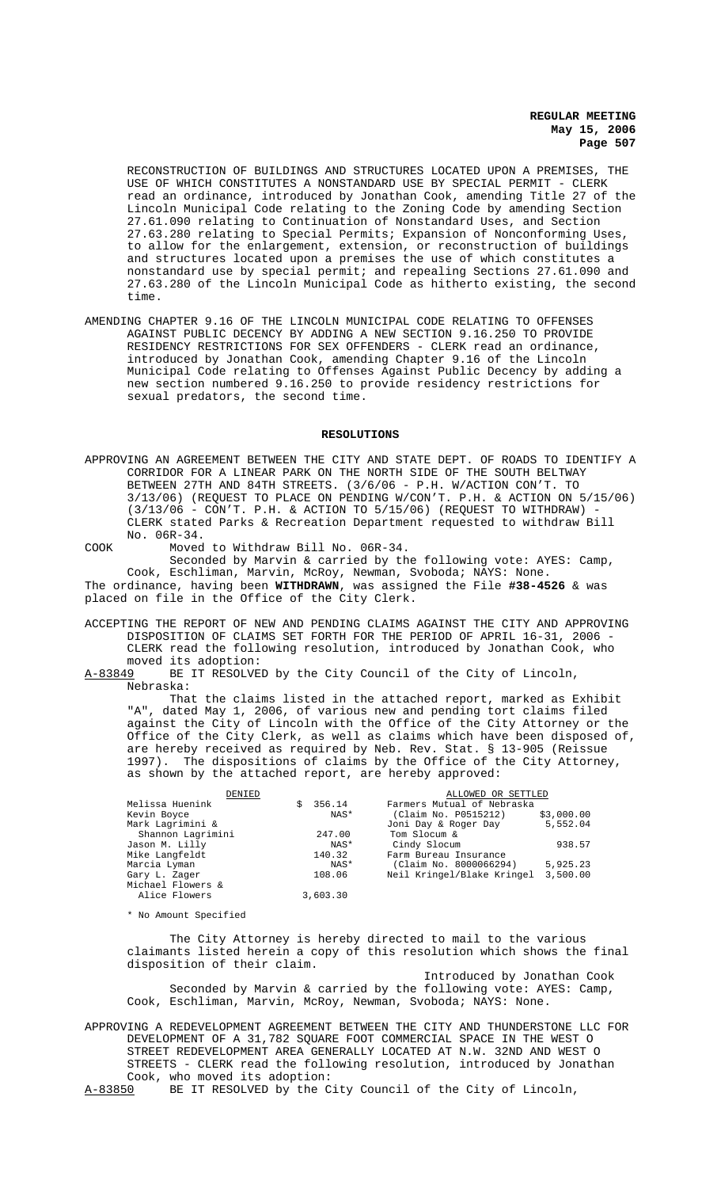RECONSTRUCTION OF BUILDINGS AND STRUCTURES LOCATED UPON A PREMISES, THE USE OF WHICH CONSTITUTES A NONSTANDARD USE BY SPECIAL PERMIT - CLERK read an ordinance, introduced by Jonathan Cook, amending Title 27 of the Lincoln Municipal Code relating to the Zoning Code by amending Section 27.61.090 relating to Continuation of Nonstandard Uses, and Section 27.63.280 relating to Special Permits; Expansion of Nonconforming Uses, to allow for the enlargement, extension, or reconstruction of buildings and structures located upon a premises the use of which constitutes a nonstandard use by special permit; and repealing Sections 27.61.090 and 27.63.280 of the Lincoln Municipal Code as hitherto existing, the second time.

AMENDING CHAPTER 9.16 OF THE LINCOLN MUNICIPAL CODE RELATING TO OFFENSES AGAINST PUBLIC DECENCY BY ADDING A NEW SECTION 9.16.250 TO PROVIDE RESIDENCY RESTRICTIONS FOR SEX OFFENDERS - CLERK read an ordinance, introduced by Jonathan Cook, amending Chapter 9.16 of the Lincoln Municipal Code relating to Offenses Against Public Decency by adding a new section numbered 9.16.250 to provide residency restrictions for sexual predators, the second time.

## RESOLUTIONS

APPROVING AN AGREEMENT BETWEEN THE CITY AND STATE DEPT. OF ROADS TO IDENTIFY A CORRIDOR FOR A LINEAR PARK ON THE NORTH SIDE OF THE SOUTH BELTWAY BETWEEN 27TH AND 84TH STREETS. (3/6/06 - P.H. W/ACTION CON'T. TO 3/13/06) (REQUEST TO PLACE ON PENDING W/CON'T. P.H. & ACTION ON 5/15/06) (3/13/06 - CON'T. P.H. & ACTION TO 5/15/06) (REQUEST TO WITHDRAW) - CLERK stated Parks & Recreation Department requested to withdraw Bill No. 06R-34.

COOK Moved to Withdraw Bill No. 06R-34.

Seconded by Marvin & carried by the following vote: AYES: Camp, Cook, Eschliman, Marvin, McRoy, Newman, Svoboda; NAYS: None.

The ordinance, having been **WITHDRAWN**, was assigned the File **#38-4526** & was placed on file in the Office of the City Clerk.

ACCEPTING THE REPORT OF NEW AND PENDING CLAIMS AGAINST THE CITY AND APPROVING DISPOSITION OF CLAIMS SET FORTH FOR THE PERIOD OF APRIL 16-31, 2006 - CLERK read the following resolution, introduced by Jonathan Cook, who moved its adoption:

A-83849 BE IT RESOLVED by the City Council of the City of Lincoln, Nebraska:

That the claims listed in the attached report, marked as Exhibit "A", dated May 1, 2006, of various new and pending tort claims filed against the City of Lincoln with the Office of the City Attorney or the Office of the City Clerk, as well as claims which have been disposed of, are hereby received as required by Neb. Rev. Stat. § 13-905 (Reissue 1997). The dispositions of claims by the Office of the City Attorney, as shown by the attached report, are hereby approved:

| DENIED | | ALLOWED OR SETTLED | |
|---|---|---|---|
| Melissa Huenink | $ 356.14 | Farmers Mutual of Nebraska | |
| Kevin Boyce | NAS* | (Claim No. P0515212) | $3,000.00 |
| Mark Lagrimini & | | Joni Day & Roger Day | 5,552.04 |
| Shannon Lagrimini | 247.00 | Tom Slocum & | |
| Jason M. Lilly | NAS* | Cindy Slocum | 938.57 |
| Mike Langfeldt | 140.32 | Farm Bureau Insurance | |
| Marcia Lyman | NAS* | (Claim No. 8000066294) | 5,925.23 |
| Gary L. Zager | 108.06 | Neil Kringel/Blake Kringel | 3,500.00 |
| Michael Flowers & | | | |
| Alice Flowers | 3,603.30 | | |

\* No Amount Specified

The City Attorney is hereby directed to mail to the various claimants listed herein a copy of this resolution which shows the final disposition of their claim.

Introduced by Jonathan Cook

Seconded by Marvin & carried by the following vote: AYES: Camp, Cook, Eschliman, Marvin, McRoy, Newman, Svoboda; NAYS: None.

APPROVING A REDEVELOPMENT AGREEMENT BETWEEN THE CITY AND THUNDERSTONE LLC FOR DEVELOPMENT OF A 31,782 SQUARE FOOT COMMERCIAL SPACE IN THE WEST O STREET REDEVELOPMENT AREA GENERALLY LOCATED AT N.W. 32ND AND WEST O STREETS - CLERK read the following resolution, introduced by Jonathan Cook, who moved its adoption:

A-83850 BE IT RESOLVED by the City Council of the City of Lincoln,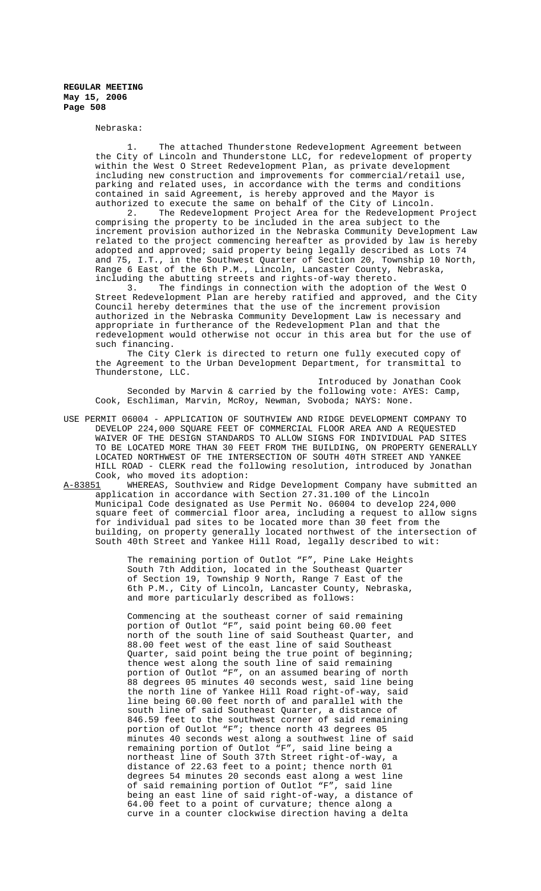Nebraska:

1. The attached Thunderstone Redevelopment Agreement between the City of Lincoln and Thunderstone LLC, for redevelopment of property within the West O Street Redevelopment Plan, as private development including new construction and improvements for commercial/retail use, parking and related uses, in accordance with the terms and conditions contained in said Agreement, is hereby approved and the Mayor is authorized to execute the same on behalf of the City of Lincoln.

2. The Redevelopment Project Area for the Redevelopment Project comprising the property to be included in the area subject to the increment provision authorized in the Nebraska Community Development Law related to the project commencing hereafter as provided by law is hereby adopted and approved; said property being legally described as Lots 74 and 75, I.T., in the Southwest Quarter of Section 20, Township 10 North, Range 6 East of the 6th P.M., Lincoln, Lancaster County, Nebraska, including the abutting streets and rights-of-way thereto.

3. The findings in connection with the adoption of the West O Street Redevelopment Plan are hereby ratified and approved, and the City Council hereby determines that the use of the increment provision authorized in the Nebraska Community Development Law is necessary and appropriate in furtherance of the Redevelopment Plan and that the redevelopment would otherwise not occur in this area but for the use of such financing.

The City Clerk is directed to return one fully executed copy of the Agreement to the Urban Development Department, for transmittal to Thunderstone, LLC.

Introduced by Jonathan Cook

Seconded by Marvin & carried by the following vote: AYES: Camp, Cook, Eschliman, Marvin, McRoy, Newman, Svoboda; NAYS: None.

USE PERMIT 06004 - APPLICATION OF SOUTHVIEW AND RIDGE DEVELOPMENT COMPANY TO DEVELOP 224,000 SQUARE FEET OF COMMERCIAL FLOOR AREA AND A REQUESTED WAIVER OF THE DESIGN STANDARDS TO ALLOW SIGNS FOR INDIVIDUAL PAD SITES TO BE LOCATED MORE THAN 30 FEET FROM THE BUILDING, ON PROPERTY GENERALLY LOCATED NORTHWEST OF THE INTERSECTION OF SOUTH 40TH STREET AND YANKEE HILL ROAD - CLERK read the following resolution, introduced by Jonathan Cook, who moved its adoption:

A-83851 WHEREAS, Southview and Ridge Development Company have submitted an application in accordance with Section 27.31.100 of the Lincoln Municipal Code designated as Use Permit No. 06004 to develop 224,000 square feet of commercial floor area, including a request to allow signs for individual pad sites to be located more than 30 feet from the building, on property generally located northwest of the intersection of South 40th Street and Yankee Hill Road, legally described to wit:

> The remaining portion of Outlot "F", Pine Lake Heights South 7th Addition, located in the Southeast Quarter of Section 19, Township 9 North, Range 7 East of the 6th P.M., City of Lincoln, Lancaster County, Nebraska, and more particularly described as follows:
>
> Commencing at the southeast corner of said remaining portion of Outlot "F", said point being 60.00 feet north of the south line of said Southeast Quarter, and 88.00 feet west of the east line of said Southeast Quarter, said point being the true point of beginning; thence west along the south line of said remaining portion of Outlot "F", on an assumed bearing of north 88 degrees 05 minutes 40 seconds west, said line being the north line of Yankee Hill Road right-of-way, said line being 60.00 feet north of and parallel with the south line of said Southeast Quarter, a distance of 846.59 feet to the southwest corner of said remaining portion of Outlot "F"; thence north 43 degrees 05 minutes 40 seconds west along a southwest line of said remaining portion of Outlot "F", said line being a northeast line of South 37th Street right-of-way, a distance of 22.63 feet to a point; thence north 01 degrees 54 minutes 20 seconds east along a west line of said remaining portion of Outlot "F", said line being an east line of said right-of-way, a distance of 64.00 feet to a point of curvature; thence along a curve in a counter clockwise direction having a delta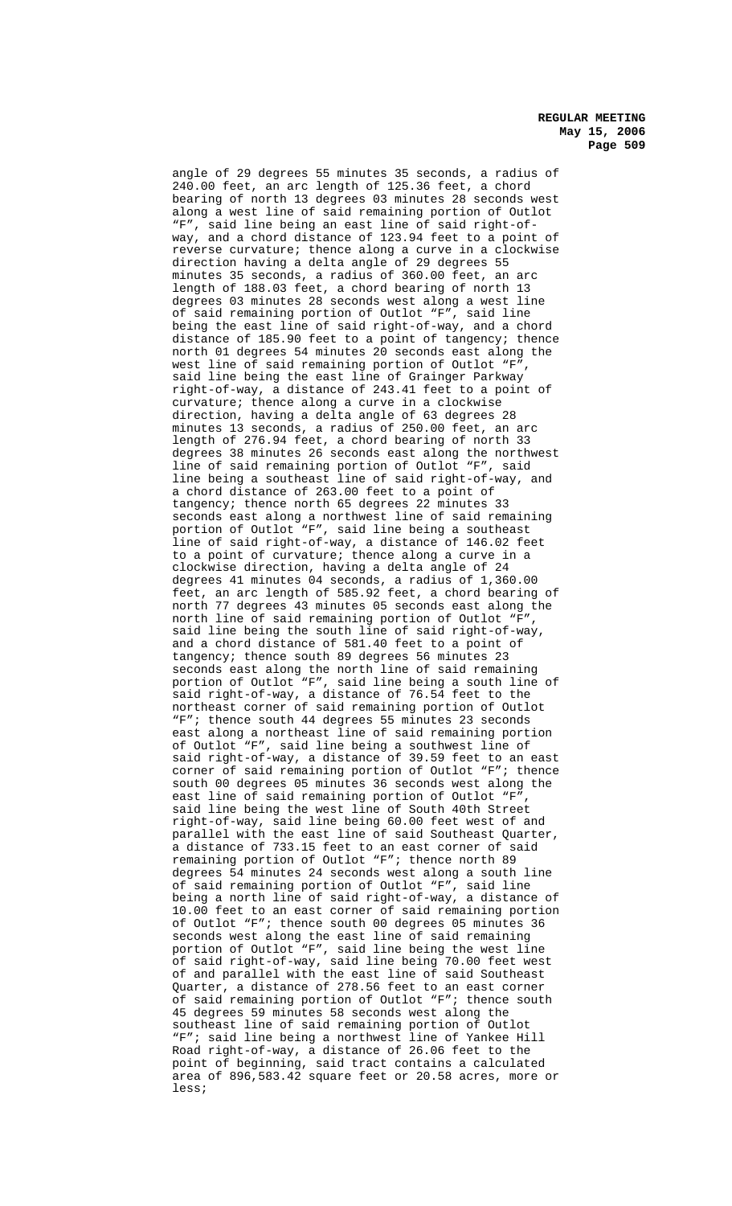angle of 29 degrees 55 minutes 35 seconds, a radius of 240.00 feet, an arc length of 125.36 feet, a chord bearing of north 13 degrees 03 minutes 28 seconds west along a west line of said remaining portion of Outlot "F", said line being an east line of said right-of-way, and a chord distance of 123.94 feet to a point of reverse curvature; thence along a curve in a clockwise direction having a delta angle of 29 degrees 55 minutes 35 seconds, a radius of 360.00 feet, an arc length of 188.03 feet, a chord bearing of north 13 degrees 03 minutes 28 seconds west along a west line of said remaining portion of Outlot "F", said line being the east line of said right-of-way, and a chord distance of 185.90 feet to a point of tangency; thence north 01 degrees 54 minutes 20 seconds east along the west line of said remaining portion of Outlot "F", said line being the east line of Grainger Parkway right-of-way, a distance of 243.41 feet to a point of curvature; thence along a curve in a clockwise direction, having a delta angle of 63 degrees 28 minutes 13 seconds, a radius of 250.00 feet, an arc length of 276.94 feet, a chord bearing of north 33 degrees 38 minutes 26 seconds east along the northwest line of said remaining portion of Outlot "F", said line being a southeast line of said right-of-way, and a chord distance of 263.00 feet to a point of tangency; thence north 65 degrees 22 minutes 33 seconds east along a northwest line of said remaining portion of Outlot "F", said line being a southeast line of said right-of-way, a distance of 146.02 feet to a point of curvature; thence along a curve in a clockwise direction, having a delta angle of 24 degrees 41 minutes 04 seconds, a radius of 1,360.00 feet, an arc length of 585.92 feet, a chord bearing of north 77 degrees 43 minutes 05 seconds east along the north line of said remaining portion of Outlot "F", said line being the south line of said right-of-way, and a chord distance of 581.40 feet to a point of tangency; thence south 89 degrees 56 minutes 23 seconds east along the north line of said remaining portion of Outlot "F", said line being a south line of said right-of-way, a distance of 76.54 feet to the northeast corner of said remaining portion of Outlot "F"; thence south 44 degrees 55 minutes 23 seconds east along a northeast line of said remaining portion of Outlot "F", said line being a southwest line of said right-of-way, a distance of 39.59 feet to an east corner of said remaining portion of Outlot "F"; thence south 00 degrees 05 minutes 36 seconds west along the east line of said remaining portion of Outlot "F", said line being the west line of South 40th Street right-of-way, said line being 60.00 feet west of and parallel with the east line of said Southeast Quarter, a distance of 733.15 feet to an east corner of said remaining portion of Outlot "F"; thence north 89 degrees 54 minutes 24 seconds west along a south line of said remaining portion of Outlot "F", said line being a north line of said right-of-way, a distance of 10.00 feet to an east corner of said remaining portion of Outlot "F"; thence south 00 degrees 05 minutes 36 seconds west along the east line of said remaining portion of Outlot "F", said line being the west line of said right-of-way, said line being 70.00 feet west of and parallel with the east line of said Southeast Quarter, a distance of 278.56 feet to an east corner of said remaining portion of Outlot "F"; thence south 45 degrees 59 minutes 58 seconds west along the southeast line of said remaining portion of Outlot "F"; said line being a northwest line of Yankee Hill Road right-of-way, a distance of 26.06 feet to the point of beginning, said tract contains a calculated area of 896,583.42 square feet or 20.58 acres, more or less;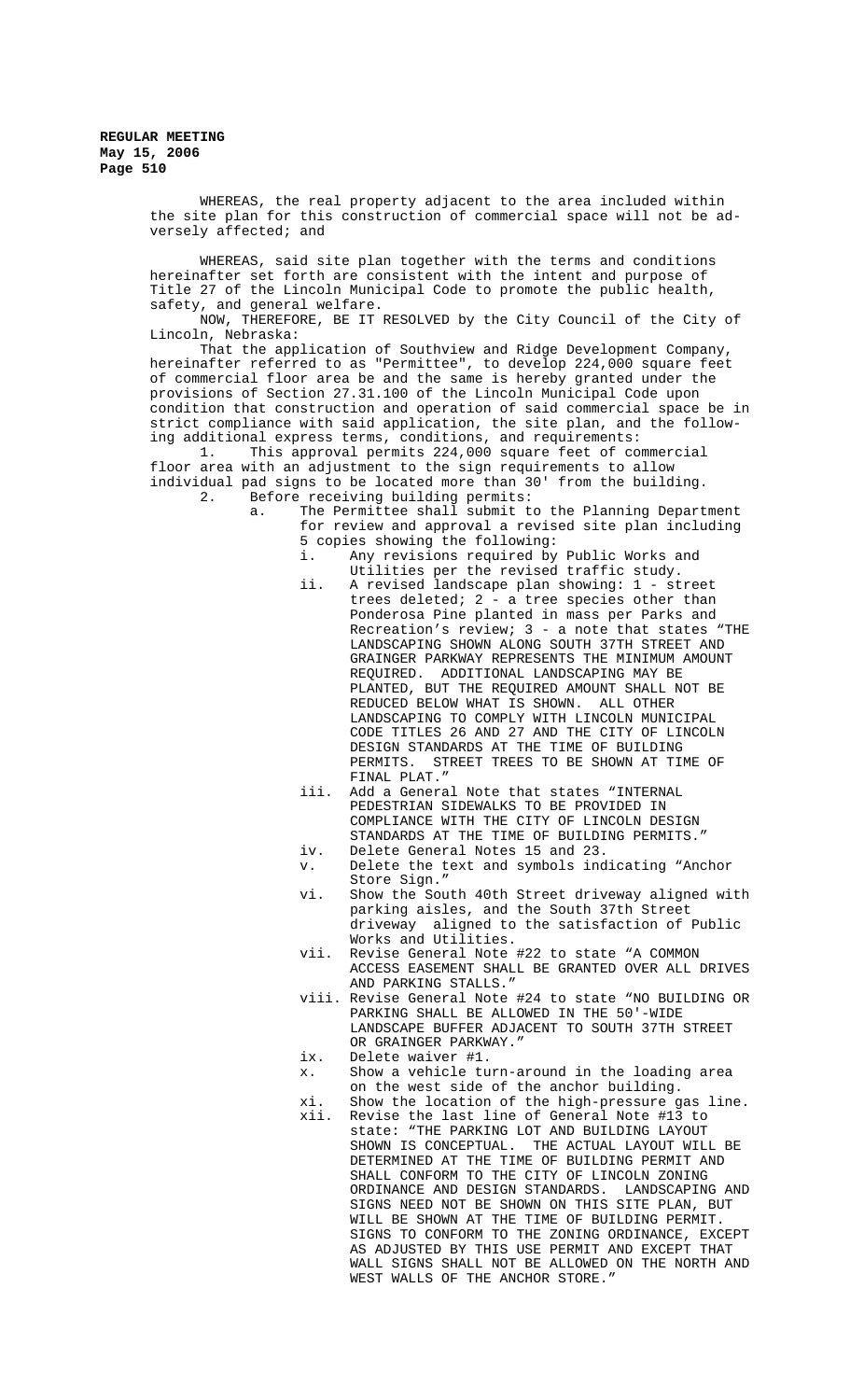WHEREAS, the real property adjacent to the area included within the site plan for this construction of commercial space will not be adversely affected; and

WHEREAS, said site plan together with the terms and conditions hereinafter set forth are consistent with the intent and purpose of Title 27 of the Lincoln Municipal Code to promote the public health, safety, and general welfare.

NOW, THEREFORE, BE IT RESOLVED by the City Council of the City of Lincoln, Nebraska:

That the application of Southview and Ridge Development Company, hereinafter referred to as "Permittee", to develop 224,000 square feet of commercial floor area be and the same is hereby granted under the provisions of Section 27.31.100 of the Lincoln Municipal Code upon condition that construction and operation of said commercial space be in strict compliance with said application, the site plan, and the following additional express terms, conditions, and requirements:

1. This approval permits 224,000 square feet of commercial floor area with an adjustment to the sign requirements to allow individual pad signs to be located more than 30' from the building.
2. Before receiving building permits:
   a. The Permittee shall submit to the Planning Department for review and approval a revised site plan including 5 copies showing the following:
      i. Any revisions required by Public Works and Utilities per the revised traffic study.
      ii. A revised landscape plan showing: 1 - street trees deleted; 2 - a tree species other than Ponderosa Pine planted in mass per Parks and Recreation's review; 3 - a note that states "THE LANDSCAPING SHOWN ALONG SOUTH 37TH STREET AND GRAINGER PARKWAY REPRESENTS THE MINIMUM AMOUNT REQUIRED. ADDITIONAL LANDSCAPING MAY BE PLANTED, BUT THE REQUIRED AMOUNT SHALL NOT BE REDUCED BELOW WHAT IS SHOWN. ALL OTHER LANDSCAPING TO COMPLY WITH LINCOLN MUNICIPAL CODE TITLES 26 AND 27 AND THE CITY OF LINCOLN DESIGN STANDARDS AT THE TIME OF BUILDING PERMITS. STREET TREES TO BE SHOWN AT TIME OF FINAL PLAT."
      iii. Add a General Note that states "INTERNAL PEDESTRIAN SIDEWALKS TO BE PROVIDED IN COMPLIANCE WITH THE CITY OF LINCOLN DESIGN STANDARDS AT THE TIME OF BUILDING PERMITS."
      iv. Delete General Notes 15 and 23.
      v. Delete the text and symbols indicating "Anchor Store Sign."
      vi. Show the South 40th Street driveway aligned with parking aisles, and the South 37th Street driveway aligned to the satisfaction of Public Works and Utilities.
      vii. Revise General Note #22 to state "A COMMON ACCESS EASEMENT SHALL BE GRANTED OVER ALL DRIVES AND PARKING STALLS."
      viii. Revise General Note #24 to state "NO BUILDING OR PARKING SHALL BE ALLOWED IN THE 50'-WIDE LANDSCAPE BUFFER ADJACENT TO SOUTH 37TH STREET OR GRAINGER PARKWAY."
      ix. Delete waiver #1.
      x. Show a vehicle turn-around in the loading area on the west side of the anchor building.
      xi. Show the location of the high-pressure gas line.
      xii. Revise the last line of General Note #13 to state: "THE PARKING LOT AND BUILDING LAYOUT SHOWN IS CONCEPTUAL. THE ACTUAL LAYOUT WILL BE DETERMINED AT THE TIME OF BUILDING PERMIT AND SHALL CONFORM TO THE CITY OF LINCOLN ZONING ORDINANCE AND DESIGN STANDARDS. LANDSCAPING AND SIGNS NEED NOT BE SHOWN ON THIS SITE PLAN, BUT WILL BE SHOWN AT THE TIME OF BUILDING PERMIT. SIGNS TO CONFORM TO THE ZONING ORDINANCE, EXCEPT AS ADJUSTED BY THIS USE PERMIT AND EXCEPT THAT WALL SIGNS SHALL NOT BE ALLOWED ON THE NORTH AND WEST WALLS OF THE ANCHOR STORE."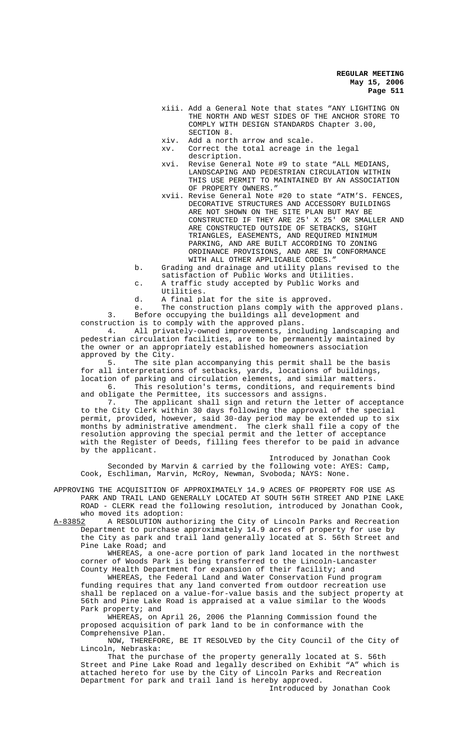xiii. Add a General Note that states "ANY LIGHTING ON THE NORTH AND WEST SIDES OF THE ANCHOR STORE TO COMPLY WITH DESIGN STANDARDS Chapter 3.00, SECTION 8.

xiv. Add a north arrow and scale.

xv. Correct the total acreage in the legal description.

xvi. Revise General Note #9 to state "ALL MEDIANS, LANDSCAPING AND PEDESTRIAN CIRCULATION WITHIN THIS USE PERMIT TO MAINTAINED BY AN ASSOCIATION OF PROPERTY OWNERS."

xvii. Revise General Note #20 to state "ATM'S. FENCES, DECORATIVE STRUCTURES AND ACCESSORY BUILDINGS ARE NOT SHOWN ON THE SITE PLAN BUT MAY BE CONSTRUCTED IF THEY ARE 25' X 25' OR SMALLER AND ARE CONSTRUCTED OUTSIDE OF SETBACKS, SIGHT TRIANGLES, EASEMENTS, AND REQUIRED MINIMUM PARKING, AND ARE BUILT ACCORDING TO ZONING ORDINANCE PROVISIONS, AND ARE IN CONFORMANCE WITH ALL OTHER APPLICABLE CODES."

b. Grading and drainage and utility plans revised to the satisfaction of Public Works and Utilities.

c. A traffic study accepted by Public Works and Utilities.

d. A final plat for the site is approved.

e. The construction plans comply with the approved plans.

3. Before occupying the buildings all development and construction is to comply with the approved plans.

4. All privately-owned improvements, including landscaping and pedestrian circulation facilities, are to be permanently maintained by the owner or an appropriately established homeowners association approved by the City.

5. The site plan accompanying this permit shall be the basis for all interpretations of setbacks, yards, locations of buildings, location of parking and circulation elements, and similar matters.

6. This resolution's terms, conditions, and requirements bind and obligate the Permittee, its successors and assigns.

7. The applicant shall sign and return the letter of acceptance to the City Clerk within 30 days following the approval of the special permit, provided, however, said 30-day period may be extended up to six months by administrative amendment. The clerk shall file a copy of the resolution approving the special permit and the letter of acceptance with the Register of Deeds, filling fees therefor to be paid in advance by the applicant.

Introduced by Jonathan Cook

Seconded by Marvin & carried by the following vote: AYES: Camp, Cook, Eschliman, Marvin, McRoy, Newman, Svoboda; NAYS: None.

APPROVING THE ACQUISITION OF APPROXIMATELY 14.9 ACRES OF PROPERTY FOR USE AS PARK AND TRAIL LAND GENERALLY LOCATED AT SOUTH 56TH STREET AND PINE LAKE ROAD - CLERK read the following resolution, introduced by Jonathan Cook, who moved its adoption:

A-83852 A RESOLUTION authorizing the City of Lincoln Parks and Recreation Department to purchase approximately 14.9 acres of property for use by the City as park and trail land generally located at S. 56th Street and Pine Lake Road; and

WHEREAS, a one-acre portion of park land located in the northwest corner of Woods Park is being transferred to the Lincoln-Lancaster County Health Department for expansion of their facility; and

WHEREAS, the Federal Land and Water Conservation Fund program funding requires that any land converted from outdoor recreation use shall be replaced on a value-for-value basis and the subject property at 56th and Pine Lake Road is appraised at a value similar to the Woods Park property; and

WHEREAS, on April 26, 2006 the Planning Commission found the proposed acquisition of park land to be in conformance with the Comprehensive Plan.

NOW, THEREFORE, BE IT RESOLVED by the City Council of the City of Lincoln, Nebraska:

That the purchase of the property generally located at S. 56th Street and Pine Lake Road and legally described on Exhibit "A" which is attached hereto for use by the City of Lincoln Parks and Recreation Department for park and trail land is hereby approved.

Introduced by Jonathan Cook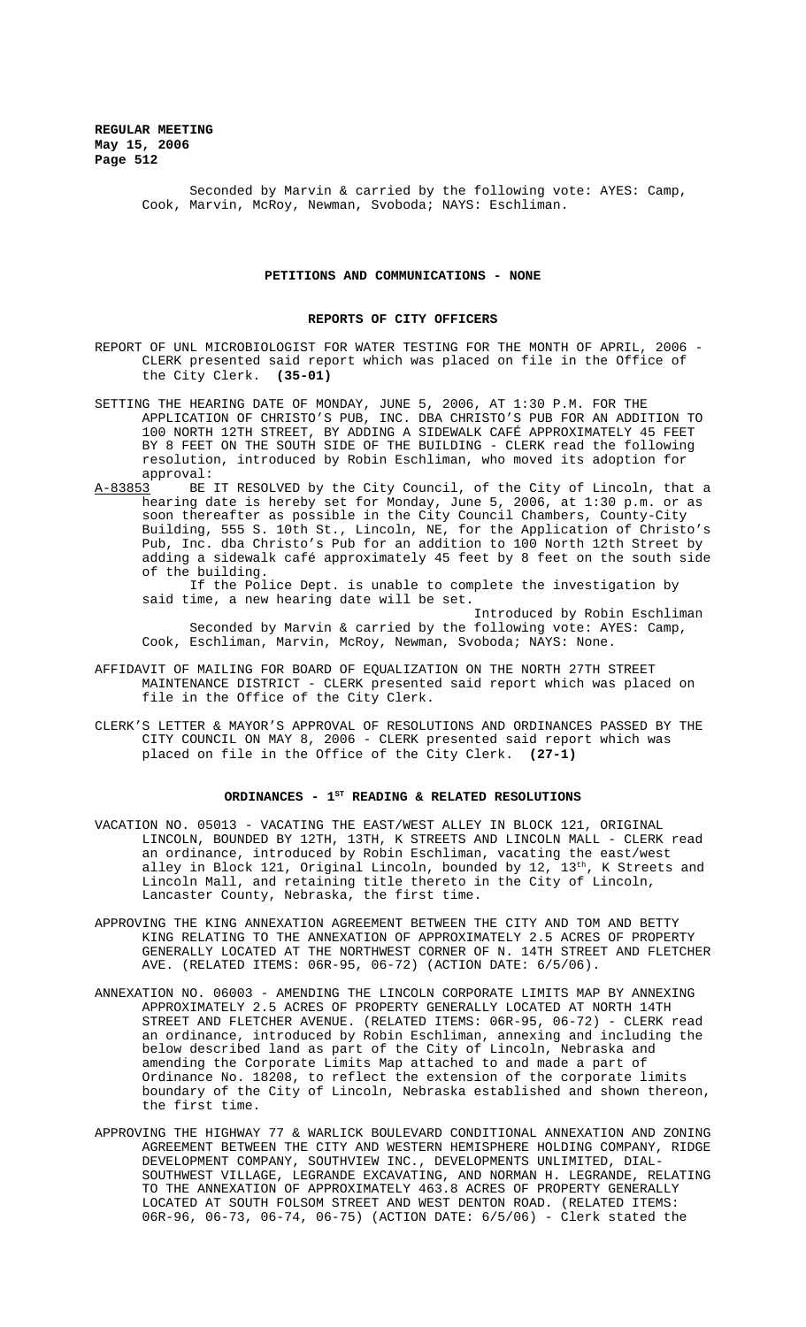Seconded by Marvin & carried by the following vote: AYES: Camp, Cook, Marvin, McRoy, Newman, Svoboda; NAYS: Eschliman.

## PETITIONS AND COMMUNICATIONS - NONE

## REPORTS OF CITY OFFICERS

REPORT OF UNL MICROBIOLOGIST FOR WATER TESTING FOR THE MONTH OF APRIL, 2006 - CLERK presented said report which was placed on file in the Office of the City Clerk. **(35-01)**

SETTING THE HEARING DATE OF MONDAY, JUNE 5, 2006, AT 1:30 P.M. FOR THE APPLICATION OF CHRISTO'S PUB, INC. DBA CHRISTO'S PUB FOR AN ADDITION TO 100 NORTH 12TH STREET, BY ADDING A SIDEWALK CAFÉ APPROXIMATELY 45 FEET BY 8 FEET ON THE SOUTH SIDE OF THE BUILDING - CLERK read the following resolution, introduced by Robin Eschliman, who moved its adoption for approval:

A-83853 BE IT RESOLVED by the City Council, of the City of Lincoln, that a hearing date is hereby set for Monday, June 5, 2006, at 1:30 p.m. or as soon thereafter as possible in the City Council Chambers, County-City Building, 555 S. 10th St., Lincoln, NE, for the Application of Christo's Pub, Inc. dba Christo's Pub for an addition to 100 North 12th Street by adding a sidewalk café approximately 45 feet by 8 feet on the south side of the building.

If the Police Dept. is unable to complete the investigation by said time, a new hearing date will be set.

Introduced by Robin Eschliman

Seconded by Marvin & carried by the following vote: AYES: Camp, Cook, Eschliman, Marvin, McRoy, Newman, Svoboda; NAYS: None.

AFFIDAVIT OF MAILING FOR BOARD OF EQUALIZATION ON THE NORTH 27TH STREET MAINTENANCE DISTRICT - CLERK presented said report which was placed on file in the Office of the City Clerk.

CLERK'S LETTER & MAYOR'S APPROVAL OF RESOLUTIONS AND ORDINANCES PASSED BY THE CITY COUNCIL ON MAY 8, 2006 - CLERK presented said report which was placed on file in the Office of the City Clerk. **(27-1)**

## ORDINANCES - 1ST READING & RELATED RESOLUTIONS

VACATION NO. 05013 - VACATING THE EAST/WEST ALLEY IN BLOCK 121, ORIGINAL LINCOLN, BOUNDED BY 12TH, 13TH, K STREETS AND LINCOLN MALL - CLERK read an ordinance, introduced by Robin Eschliman, vacating the east/west alley in Block 121, Original Lincoln, bounded by 12, 13th, K Streets and Lincoln Mall, and retaining title thereto in the City of Lincoln, Lancaster County, Nebraska, the first time.

APPROVING THE KING ANNEXATION AGREEMENT BETWEEN THE CITY AND TOM AND BETTY KING RELATING TO THE ANNEXATION OF APPROXIMATELY 2.5 ACRES OF PROPERTY GENERALLY LOCATED AT THE NORTHWEST CORNER OF N. 14TH STREET AND FLETCHER AVE. (RELATED ITEMS: 06R-95, 06-72) (ACTION DATE: 6/5/06).

ANNEXATION NO. 06003 - AMENDING THE LINCOLN CORPORATE LIMITS MAP BY ANNEXING APPROXIMATELY 2.5 ACRES OF PROPERTY GENERALLY LOCATED AT NORTH 14TH STREET AND FLETCHER AVENUE. (RELATED ITEMS: 06R-95, 06-72) - CLERK read an ordinance, introduced by Robin Eschliman, annexing and including the below described land as part of the City of Lincoln, Nebraska and amending the Corporate Limits Map attached to and made a part of Ordinance No. 18208, to reflect the extension of the corporate limits boundary of the City of Lincoln, Nebraska established and shown thereon, the first time.

APPROVING THE HIGHWAY 77 & WARLICK BOULEVARD CONDITIONAL ANNEXATION AND ZONING AGREEMENT BETWEEN THE CITY AND WESTERN HEMISPHERE HOLDING COMPANY, RIDGE DEVELOPMENT COMPANY, SOUTHVIEW INC., DEVELOPMENTS UNLIMITED, DIAL-SOUTHWEST VILLAGE, LEGRANDE EXCAVATING, AND NORMAN H. LEGRANDE, RELATING TO THE ANNEXATION OF APPROXIMATELY 463.8 ACRES OF PROPERTY GENERALLY LOCATED AT SOUTH FOLSOM STREET AND WEST DENTON ROAD. (RELATED ITEMS: 06R-96, 06-73, 06-74, 06-75) (ACTION DATE: 6/5/06) - Clerk stated the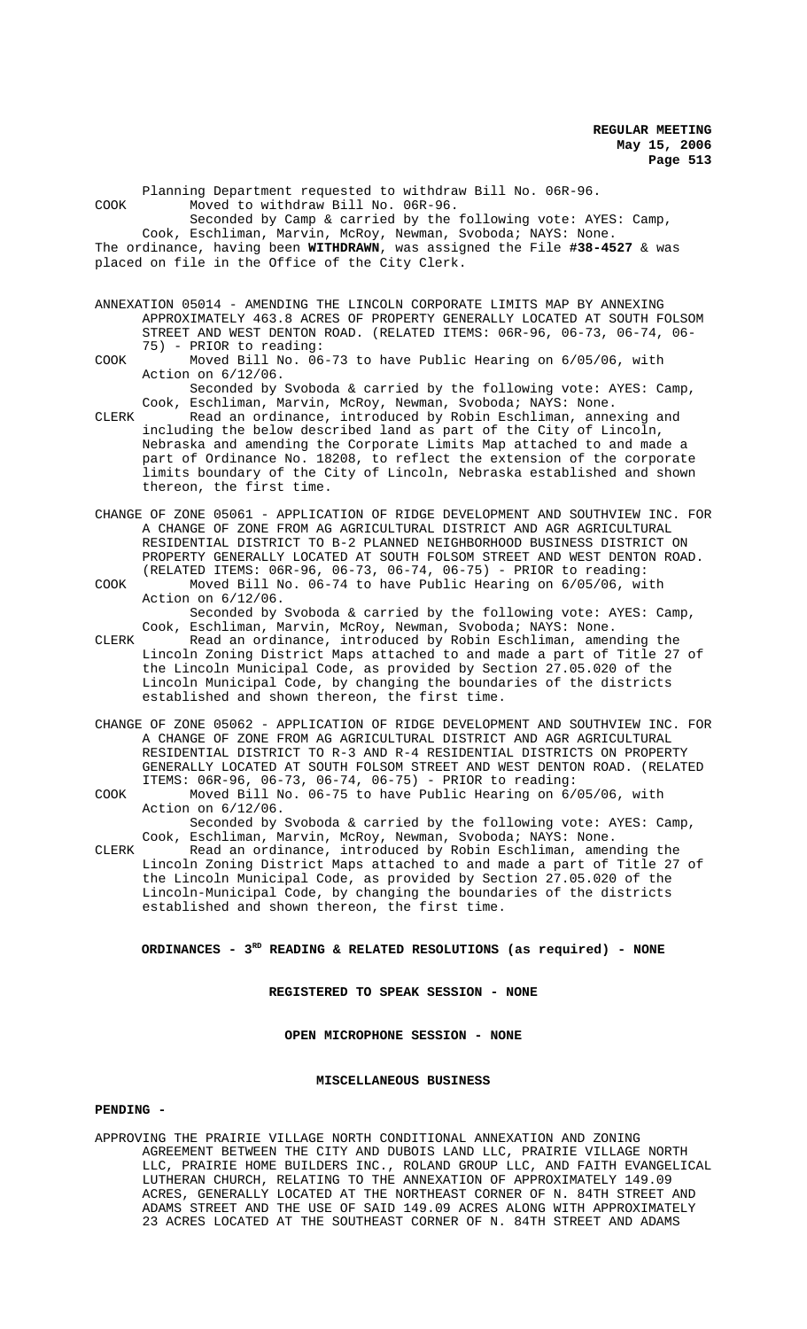Planning Department requested to withdraw Bill No. 06R-96.

COOK Moved to withdraw Bill No. 06R-96.

Seconded by Camp & carried by the following vote: AYES: Camp, Cook, Eschliman, Marvin, McRoy, Newman, Svoboda; NAYS: None.

The ordinance, having been **WITHDRAWN**, was assigned the File **#38-4527** & was placed on file in the Office of the City Clerk.

ANNEXATION 05014 - AMENDING THE LINCOLN CORPORATE LIMITS MAP BY ANNEXING APPROXIMATELY 463.8 ACRES OF PROPERTY GENERALLY LOCATED AT SOUTH FOLSOM STREET AND WEST DENTON ROAD. (RELATED ITEMS: 06R-96, 06-73, 06-74, 06-75) - PRIOR to reading:

COOK Moved Bill No. 06-73 to have Public Hearing on 6/05/06, with Action on 6/12/06.

Seconded by Svoboda & carried by the following vote: AYES: Camp, Cook, Eschliman, Marvin, McRoy, Newman, Svoboda; NAYS: None.

CLERK Read an ordinance, introduced by Robin Eschliman, annexing and including the below described land as part of the City of Lincoln, Nebraska and amending the Corporate Limits Map attached to and made a part of Ordinance No. 18208, to reflect the extension of the corporate limits boundary of the City of Lincoln, Nebraska established and shown thereon, the first time.

CHANGE OF ZONE 05061 - APPLICATION OF RIDGE DEVELOPMENT AND SOUTHVIEW INC. FOR A CHANGE OF ZONE FROM AG AGRICULTURAL DISTRICT AND AGR AGRICULTURAL RESIDENTIAL DISTRICT TO B-2 PLANNED NEIGHBORHOOD BUSINESS DISTRICT ON PROPERTY GENERALLY LOCATED AT SOUTH FOLSOM STREET AND WEST DENTON ROAD. (RELATED ITEMS: 06R-96, 06-73, 06-74, 06-75) - PRIOR to reading:

COOK Moved Bill No. 06-74 to have Public Hearing on 6/05/06, with Action on 6/12/06.

Seconded by Svoboda & carried by the following vote: AYES: Camp, Cook, Eschliman, Marvin, McRoy, Newman, Svoboda; NAYS: None.

CLERK Read an ordinance, introduced by Robin Eschliman, amending the Lincoln Zoning District Maps attached to and made a part of Title 27 of the Lincoln Municipal Code, as provided by Section 27.05.020 of the Lincoln Municipal Code, by changing the boundaries of the districts established and shown thereon, the first time.

CHANGE OF ZONE 05062 - APPLICATION OF RIDGE DEVELOPMENT AND SOUTHVIEW INC. FOR A CHANGE OF ZONE FROM AG AGRICULTURAL DISTRICT AND AGR AGRICULTURAL RESIDENTIAL DISTRICT TO R-3 AND R-4 RESIDENTIAL DISTRICTS ON PROPERTY GENERALLY LOCATED AT SOUTH FOLSOM STREET AND WEST DENTON ROAD. (RELATED ITEMS: 06R-96, 06-73, 06-74, 06-75) - PRIOR to reading:

COOK Moved Bill No. 06-75 to have Public Hearing on 6/05/06, with Action on 6/12/06.

Seconded by Svoboda & carried by the following vote: AYES: Camp, Cook, Eschliman, Marvin, McRoy, Newman, Svoboda; NAYS: None.

CLERK Read an ordinance, introduced by Robin Eschliman, amending the Lincoln Zoning District Maps attached to and made a part of Title 27 of the Lincoln Municipal Code, as provided by Section 27.05.020 of the Lincoln-Municipal Code, by changing the boundaries of the districts established and shown thereon, the first time.

**ORDINANCES - 3RD READING & RELATED RESOLUTIONS (as required) - NONE**

**REGISTERED TO SPEAK SESSION - NONE**

**OPEN MICROPHONE SESSION - NONE**

**MISCELLANEOUS BUSINESS**

**PENDING -**

APPROVING THE PRAIRIE VILLAGE NORTH CONDITIONAL ANNEXATION AND ZONING AGREEMENT BETWEEN THE CITY AND DUBOIS LAND LLC, PRAIRIE VILLAGE NORTH LLC, PRAIRIE HOME BUILDERS INC., ROLAND GROUP LLC, AND FAITH EVANGELICAL LUTHERAN CHURCH, RELATING TO THE ANNEXATION OF APPROXIMATELY 149.09 ACRES, GENERALLY LOCATED AT THE NORTHEAST CORNER OF N. 84TH STREET AND ADAMS STREET AND THE USE OF SAID 149.09 ACRES ALONG WITH APPROXIMATELY 23 ACRES LOCATED AT THE SOUTHEAST CORNER OF N. 84TH STREET AND ADAMS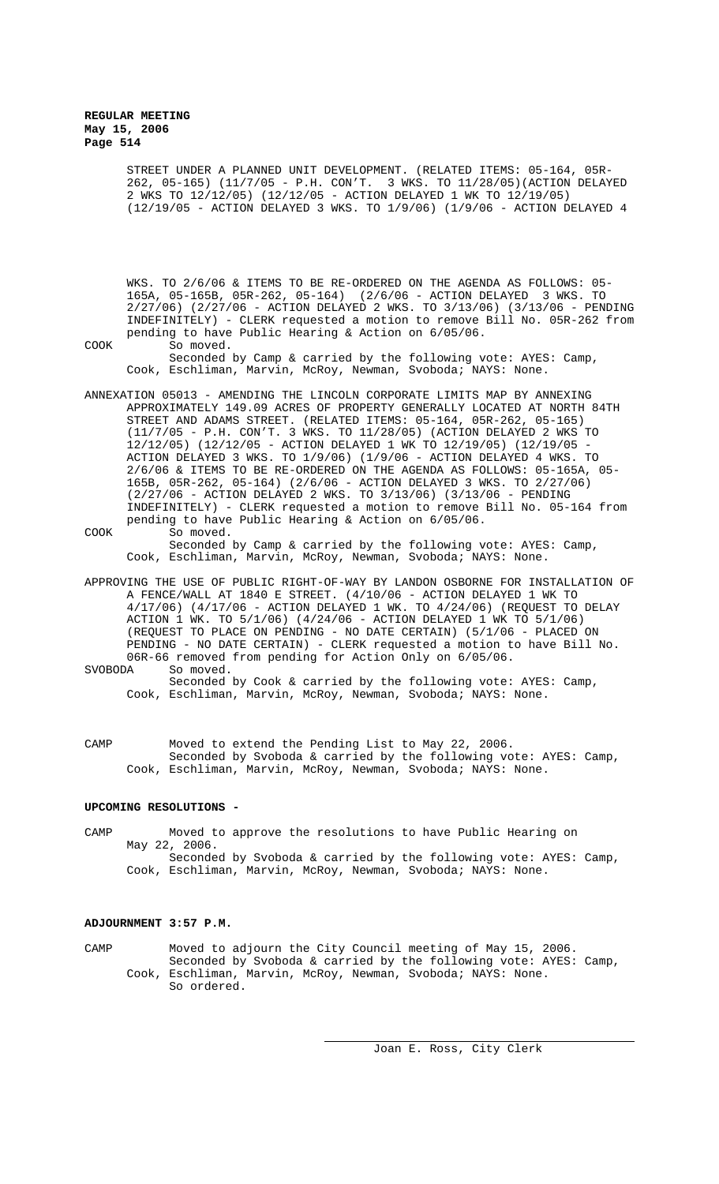STREET UNDER A PLANNED UNIT DEVELOPMENT. (RELATED ITEMS: 05-164, 05R-262, 05-165) (11/7/05 - P.H. CON'T. 3 WKS. TO 11/28/05)(ACTION DELAYED 2 WKS TO 12/12/05) (12/12/05 - ACTION DELAYED 1 WK TO 12/19/05) (12/19/05 - ACTION DELAYED 3 WKS. TO 1/9/06) (1/9/06 - ACTION DELAYED 4 WKS. TO 2/6/06 & ITEMS TO BE RE-ORDERED ON THE AGENDA AS FOLLOWS: 05-165A, 05-165B, 05R-262, 05-164) (2/6/06 - ACTION DELAYED 3 WKS. TO 2/27/06) (2/27/06 - ACTION DELAYED 2 WKS. TO 3/13/06) (3/13/06 - PENDING INDEFINITELY) - CLERK requested a motion to remove Bill No. 05R-262 from pending to have Public Hearing & Action on 6/05/06.

COOK So moved.
Seconded by Camp & carried by the following vote: AYES: Camp, Cook, Eschliman, Marvin, McRoy, Newman, Svoboda; NAYS: None.

ANNEXATION 05013 - AMENDING THE LINCOLN CORPORATE LIMITS MAP BY ANNEXING APPROXIMATELY 149.09 ACRES OF PROPERTY GENERALLY LOCATED AT NORTH 84TH STREET AND ADAMS STREET. (RELATED ITEMS: 05-164, 05R-262, 05-165) (11/7/05 - P.H. CON'T. 3 WKS. TO 11/28/05) (ACTION DELAYED 2 WKS TO 12/12/05) (12/12/05 - ACTION DELAYED 1 WK TO 12/19/05) (12/19/05 - ACTION DELAYED 3 WKS. TO 1/9/06) (1/9/06 - ACTION DELAYED 4 WKS. TO 2/6/06 & ITEMS TO BE RE-ORDERED ON THE AGENDA AS FOLLOWS: 05-165A, 05-165B, 05R-262, 05-164) (2/6/06 - ACTION DELAYED 3 WKS. TO 2/27/06) (2/27/06 - ACTION DELAYED 2 WKS. TO 3/13/06) (3/13/06 - PENDING INDEFINITELY) - CLERK requested a motion to remove Bill No. 05-164 from pending to have Public Hearing & Action on 6/05/06.

COOK So moved.
Seconded by Camp & carried by the following vote: AYES: Camp, Cook, Eschliman, Marvin, McRoy, Newman, Svoboda; NAYS: None.

APPROVING THE USE OF PUBLIC RIGHT-OF-WAY BY LANDON OSBORNE FOR INSTALLATION OF A FENCE/WALL AT 1840 E STREET. (4/10/06 - ACTION DELAYED 1 WK TO 4/17/06) (4/17/06 - ACTION DELAYED 1 WK. TO 4/24/06) (REQUEST TO DELAY ACTION 1 WK. TO 5/1/06) (4/24/06 - ACTION DELAYED 1 WK TO 5/1/06) (REQUEST TO PLACE ON PENDING - NO DATE CERTAIN) (5/1/06 - PLACED ON PENDING - NO DATE CERTAIN) - CLERK requested a motion to have Bill No. 06R-66 removed from pending for Action Only on 6/05/06.

SVOBODA So moved.
Seconded by Cook & carried by the following vote: AYES: Camp, Cook, Eschliman, Marvin, McRoy, Newman, Svoboda; NAYS: None.

CAMP Moved to extend the Pending List to May 22, 2006.
Seconded by Svoboda & carried by the following vote: AYES: Camp, Cook, Eschliman, Marvin, McRoy, Newman, Svoboda; NAYS: None.

**UPCOMING RESOLUTIONS -**

CAMP Moved to approve the resolutions to have Public Hearing on May 22, 2006.
Seconded by Svoboda & carried by the following vote: AYES: Camp, Cook, Eschliman, Marvin, McRoy, Newman, Svoboda; NAYS: None.

**ADJOURNMENT 3:57 P.M.**

CAMP Moved to adjourn the City Council meeting of May 15, 2006.
Seconded by Svoboda & carried by the following vote: AYES: Camp, Cook, Eschliman, Marvin, McRoy, Newman, Svoboda; NAYS: None.
So ordered.

Joan E. Ross, City Clerk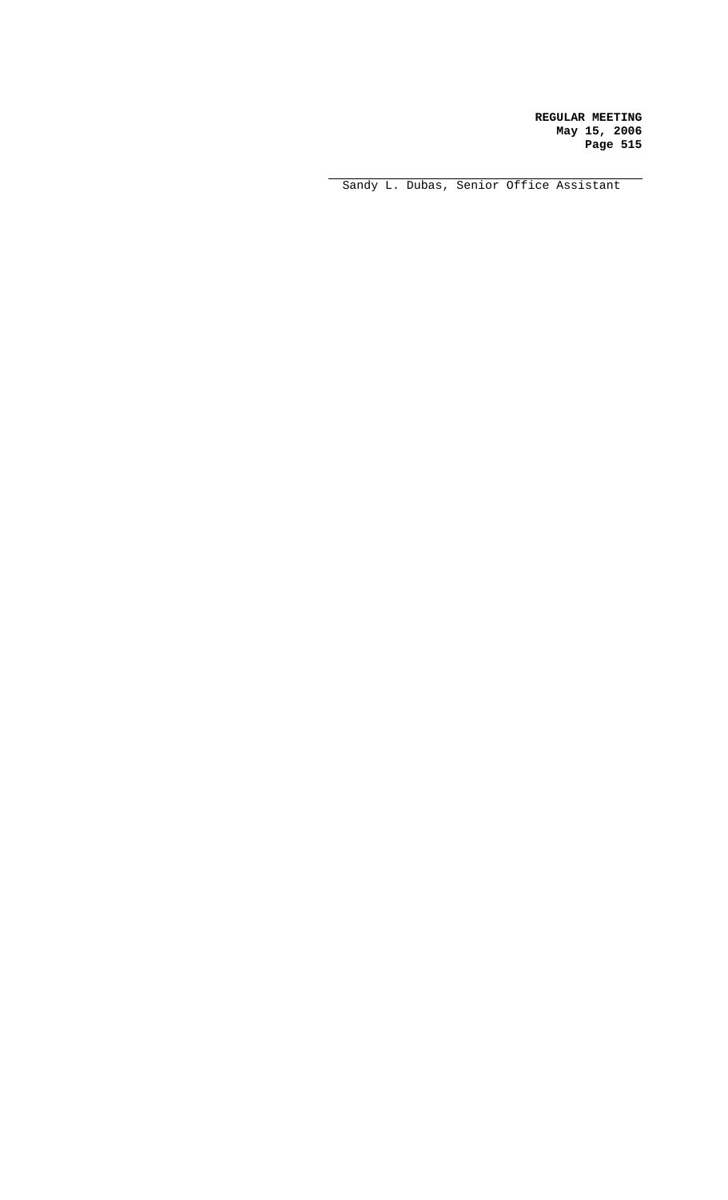\_\_\_\_\_\_\_\_\_\_\_\_\_\_\_\_\_\_\_\_\_\_\_\_\_\_\_\_\_\_\_\_\_\_\_\_\_\_\_\_\_\_

Sandy L. Dubas, Senior Office Assistant